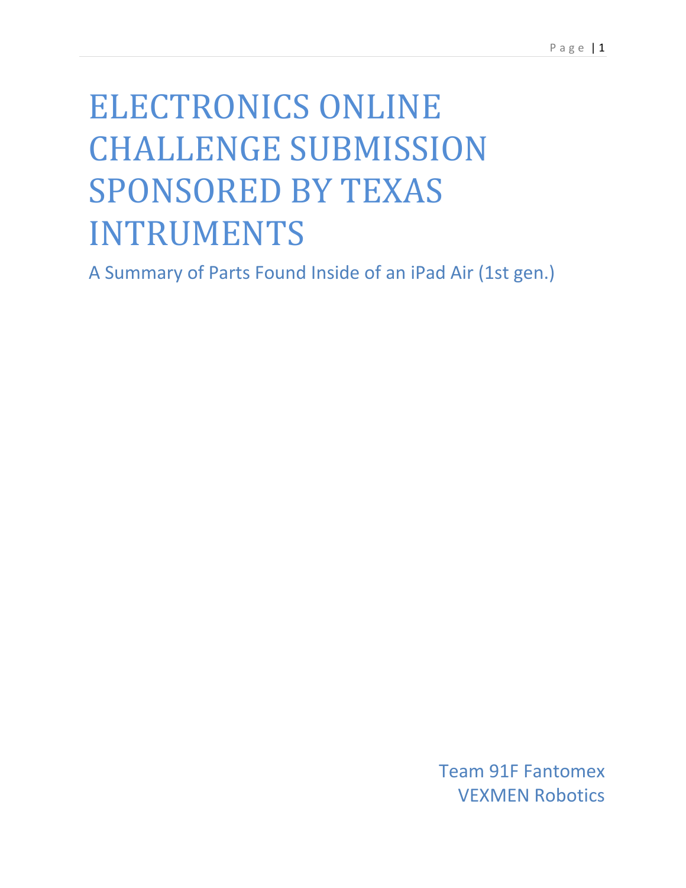# ELECTRONICS ONLINE CHALLENGE SUBMISSION SPONSORED BY TEXAS INTRUMENTS

A Summary of Parts Found Inside of an iPad Air (1st gen.)

Team 91F Fantomex
VEXMEN Robotics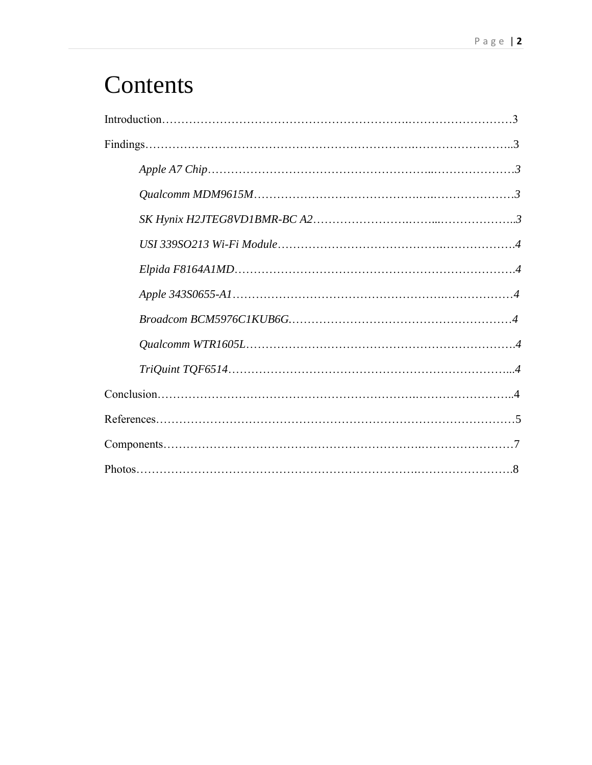# Contents

Introduction……………………………………………………………………………………3

Findings…………………………………………………………………………………………..3

*Apple A7 Chip…………………………………………………………………………3*

*Qualcomm MDM9615M………………………………………………………………3*

*SK Hynix H2JTEG8VD1BMR-BC A2………………………………………………..3*

*USI 339SO213 Wi-Fi Module…………………………………………………………4*

*Elpida F8164A1MD……………………………………………………………………4*

*Apple 343S0655-A1……………………………………………………………………4*

*Broadcom BCM5976C1KUB6G…………………………………………………………4*

*Qualcomm WTR1605L…………………………………………………………………4*

*TriQuint TQF6514……………………………………………………………………...4*

Conclusion……………………………………………………………………………………..4

References……………………………………………………………………………………5

Components…………………………………………………………………………………7

Photos…………………………………………………………………………………………8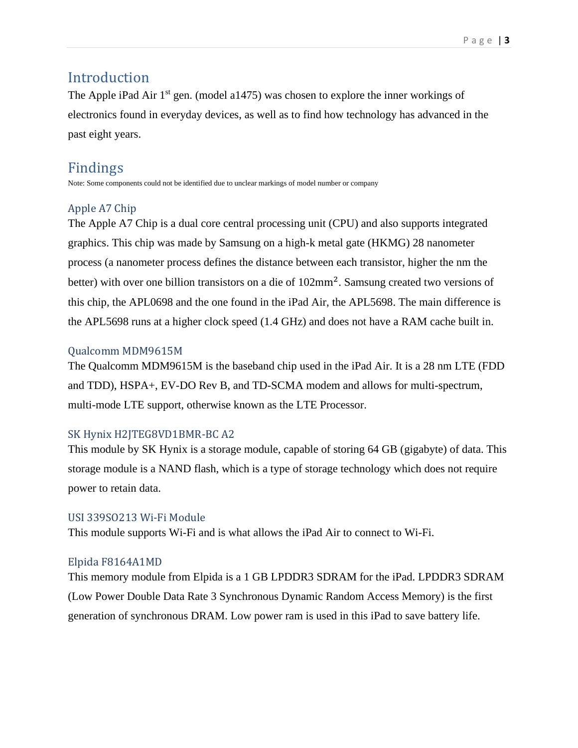## Introduction

The Apple iPad Air 1st gen. (model a1475) was chosen to explore the inner workings of electronics found in everyday devices, as well as to find how technology has advanced in the past eight years.

## Findings

Note: Some components could not be identified due to unclear markings of model number or company

### Apple A7 Chip

The Apple A7 Chip is a dual core central processing unit (CPU) and also supports integrated graphics. This chip was made by Samsung on a high-k metal gate (HKMG) 28 nanometer process (a nanometer process defines the distance between each transistor, higher the nm the better) with over one billion transistors on a die of 102mm². Samsung created two versions of this chip, the APL0698 and the one found in the iPad Air, the APL5698. The main difference is the APL5698 runs at a higher clock speed (1.4 GHz) and does not have a RAM cache built in.

### Qualcomm MDM9615M

The Qualcomm MDM9615M is the baseband chip used in the iPad Air. It is a 28 nm LTE (FDD and TDD), HSPA+, EV-DO Rev B, and TD-SCMA modem and allows for multi-spectrum, multi-mode LTE support, otherwise known as the LTE Processor.

### SK Hynix H2JTEG8VD1BMR-BC A2

This module by SK Hynix is a storage module, capable of storing 64 GB (gigabyte) of data. This storage module is a NAND flash, which is a type of storage technology which does not require power to retain data.

### USI 339SO213 Wi-Fi Module

This module supports Wi-Fi and is what allows the iPad Air to connect to Wi-Fi.

### Elpida F8164A1MD

This memory module from Elpida is a 1 GB LPDDR3 SDRAM for the iPad. LPDDR3 SDRAM (Low Power Double Data Rate 3 Synchronous Dynamic Random Access Memory) is the first generation of synchronous DRAM. Low power ram is used in this iPad to save battery life.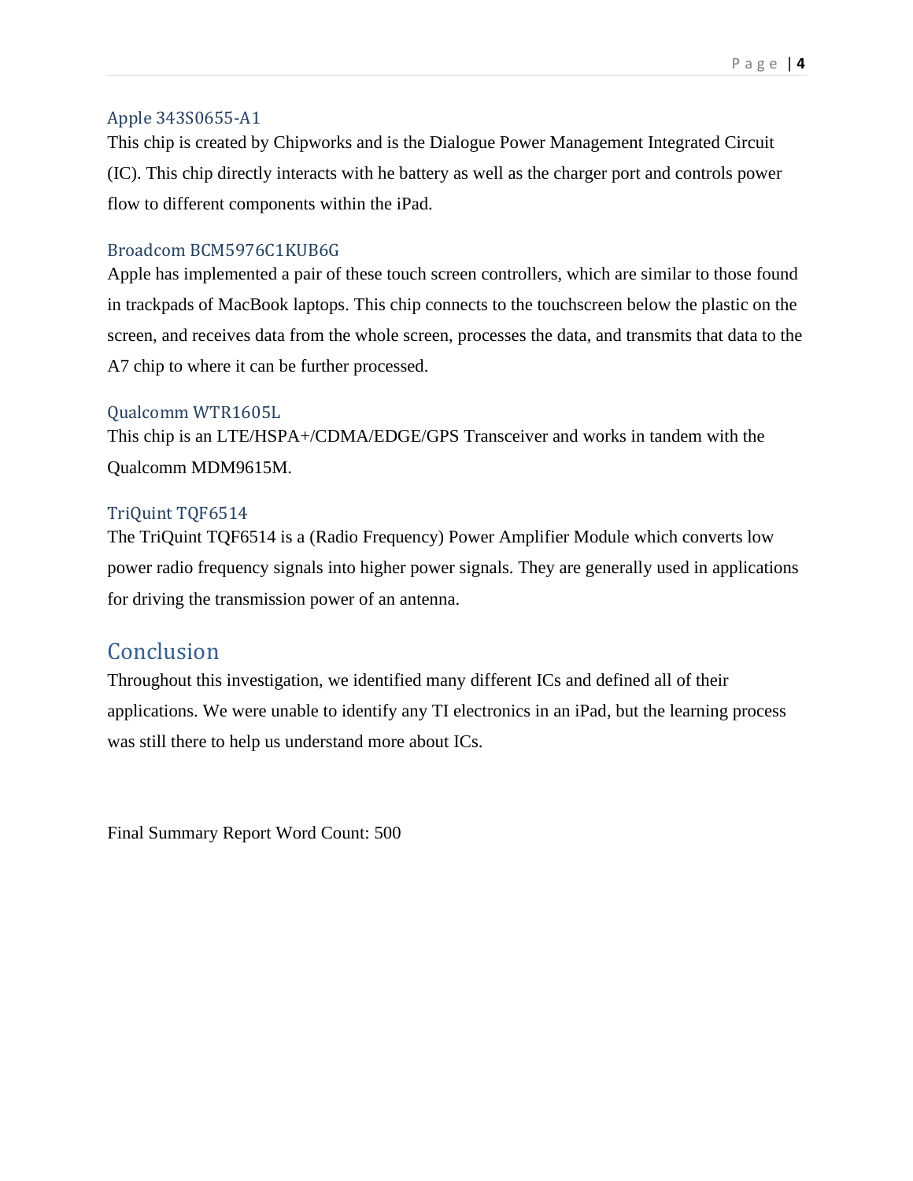### Apple 343S0655-A1

This chip is created by Chipworks and is the Dialogue Power Management Integrated Circuit (IC). This chip directly interacts with he battery as well as the charger port and controls power flow to different components within the iPad.

### Broadcom BCM5976C1KUB6G

Apple has implemented a pair of these touch screen controllers, which are similar to those found in trackpads of MacBook laptops. This chip connects to the touchscreen below the plastic on the screen, and receives data from the whole screen, processes the data, and transmits that data to the A7 chip to where it can be further processed.

### Qualcomm WTR1605L

This chip is an LTE/HSPA+/CDMA/EDGE/GPS Transceiver and works in tandem with the Qualcomm MDM9615M.

### TriQuint TQF6514

The TriQuint TQF6514 is a (Radio Frequency) Power Amplifier Module which converts low power radio frequency signals into higher power signals. They are generally used in applications for driving the transmission power of an antenna.

## Conclusion

Throughout this investigation, we identified many different ICs and defined all of their applications. We were unable to identify any TI electronics in an iPad, but the learning process was still there to help us understand more about ICs.

Final Summary Report Word Count: 500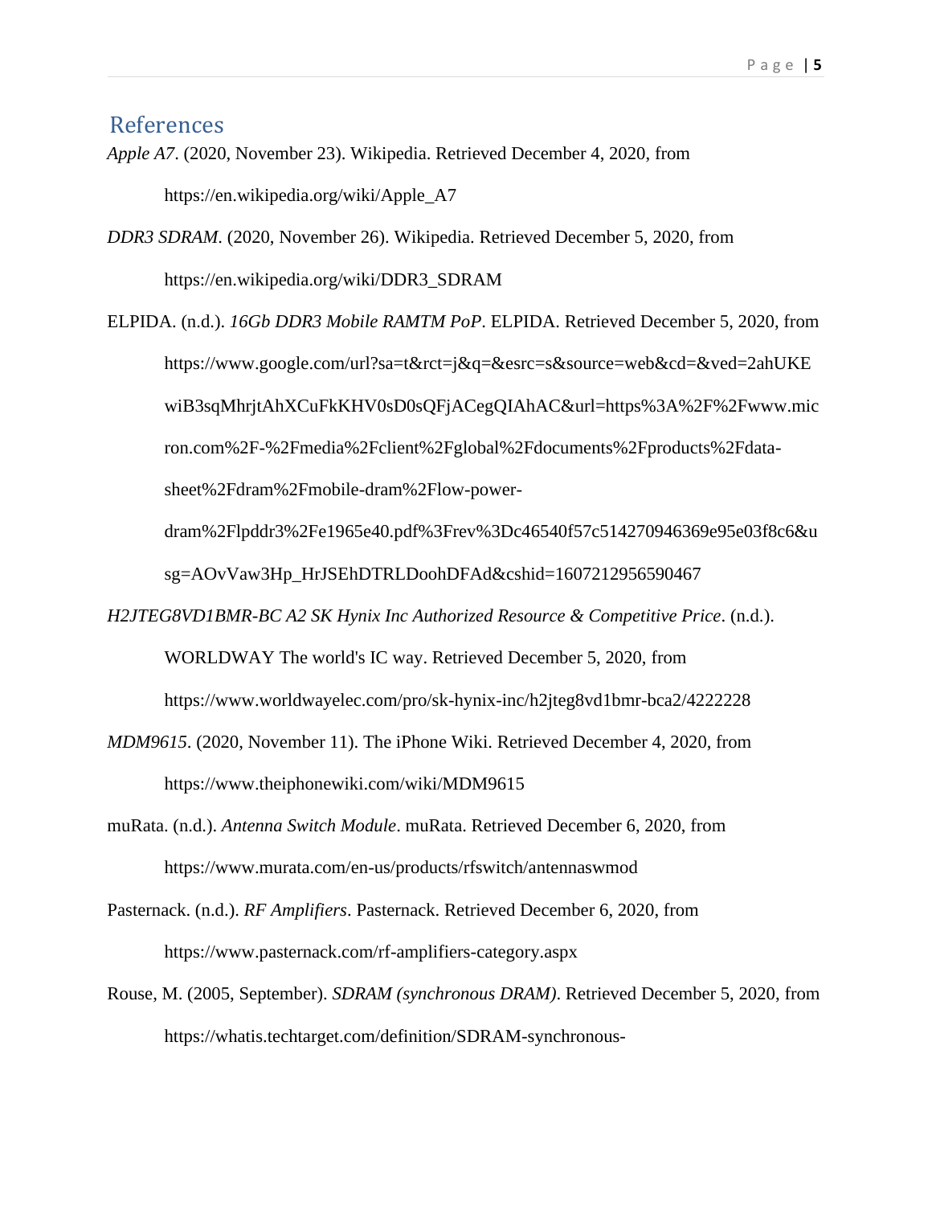## References

*Apple A7*. (2020, November 23). Wikipedia. Retrieved December 4, 2020, from https://en.wikipedia.org/wiki/Apple_A7

*DDR3 SDRAM*. (2020, November 26). Wikipedia. Retrieved December 5, 2020, from https://en.wikipedia.org/wiki/DDR3_SDRAM

ELPIDA. (n.d.). *16Gb DDR3 Mobile RAMTM PoP*. ELPIDA. Retrieved December 5, 2020, from https://www.google.com/url?sa=t&rct=j&q=&esrc=s&source=web&cd=&ved=2ahUKEwiB3sqMhrjtAhXCuFkKHV0sD0sQFjACegQIAhAC&url=https%3A%2F%2Fwww.micron.com%2F-%2Fmedia%2Fclient%2Fglobal%2Fdocuments%2Fproducts%2Fdata-sheet%2Fdram%2Fmobile-dram%2Flow-power-dram%2Flpddr3%2Fe1965e40.pdf%3Frev%3Dc46540f57c514270946369e95e03f8c6&usg=AOvVaw3Hp_HrJSEhDTRLDoohDFAd&cshid=1607212956590467

*H2JTEG8VD1BMR-BC A2 SK Hynix Inc Authorized Resource & Competitive Price*. (n.d.). WORLDWAY The world's IC way. Retrieved December 5, 2020, from https://www.worldwayelec.com/pro/sk-hynix-inc/h2jteg8vd1bmr-bca2/4222228

*MDM9615*. (2020, November 11). The iPhone Wiki. Retrieved December 4, 2020, from https://www.theiphonewiki.com/wiki/MDM9615

muRata. (n.d.). *Antenna Switch Module*. muRata. Retrieved December 6, 2020, from https://www.murata.com/en-us/products/rfswitch/antennaswmod

Pasternack. (n.d.). *RF Amplifiers*. Pasternack. Retrieved December 6, 2020, from https://www.pasternack.com/rf-amplifiers-category.aspx

Rouse, M. (2005, September). *SDRAM (synchronous DRAM)*. Retrieved December 5, 2020, from https://whatis.techtarget.com/definition/SDRAM-synchronous-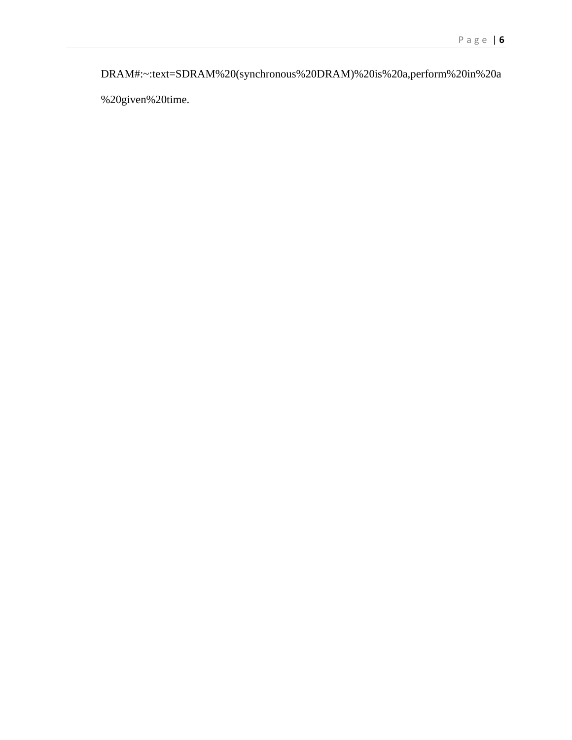DRAM#:~:text=SDRAM%20(synchronous%20DRAM)%20is%20a,perform%20in%20a%20given%20time.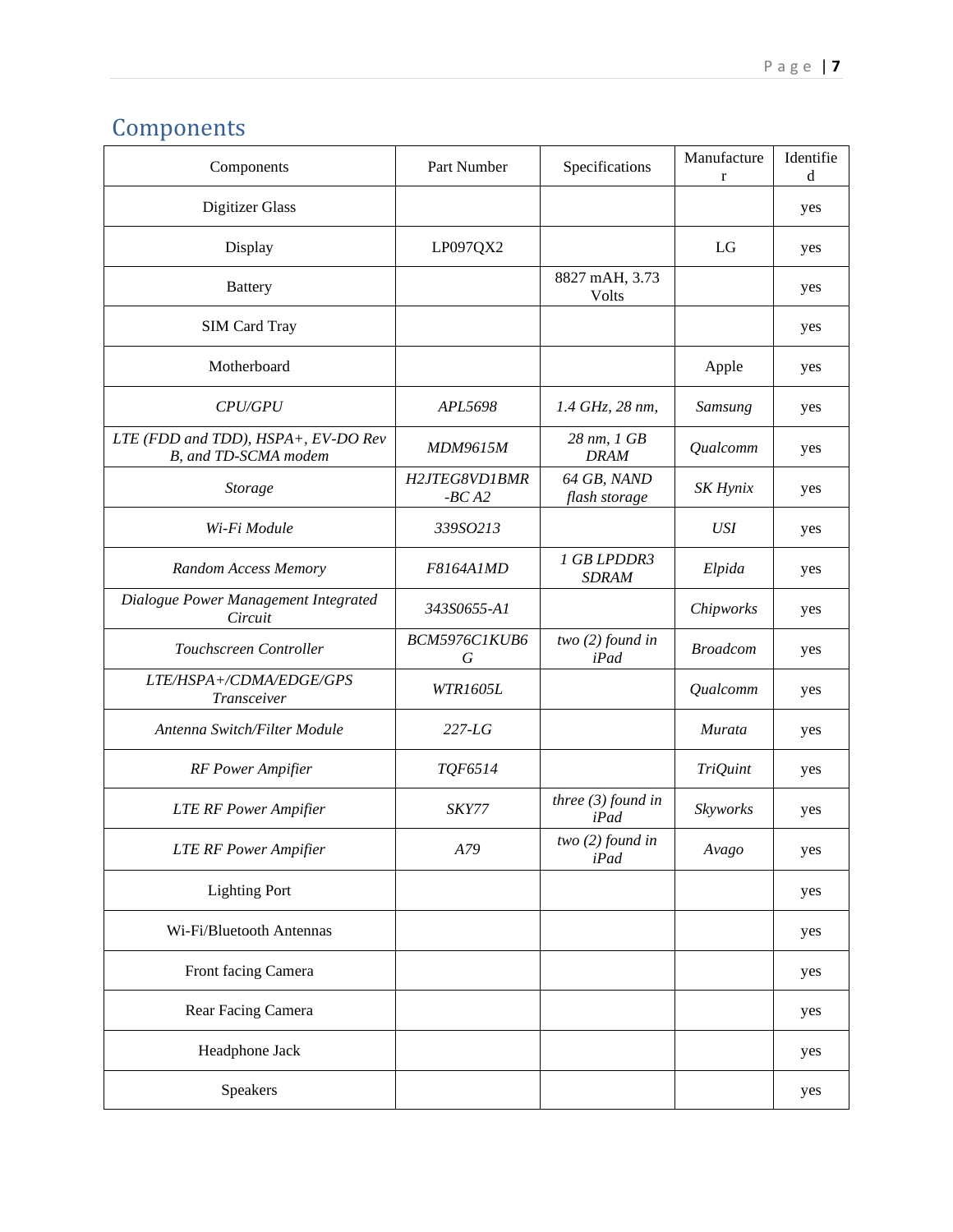# Components

| Components | Part Number | Specifications | Manufacturer | Identified |
|---|---|---|---|---|
| Digitizer Glass | | | | yes |
| Display | LP097QX2 | | LG | yes |
| Battery | | 8827 mAH, 3.73 Volts | | yes |
| SIM Card Tray | | | | yes |
| Motherboard | | | Apple | yes |
| *CPU/GPU* | *APL5698* | *1.4 GHz, 28 nm,* | *Samsung* | yes |
| *LTE (FDD and TDD), HSPA+, EV-DO Rev B, and TD-SCMA modem* | *MDM9615M* | *28 nm, 1 GB DRAM* | *Qualcomm* | yes |
| *Storage* | *H2JTEG8VD1BMR-BC A2* | *64 GB, NAND flash storage* | *SK Hynix* | yes |
| *Wi-Fi Module* | *339SO213* | | *USI* | yes |
| *Random Access Memory* | *F8164A1MD* | *1 GB LPDDR3 SDRAM* | *Elpida* | yes |
| *Dialogue Power Management Integrated Circuit* | *343S0655-A1* | | *Chipworks* | yes |
| *Touchscreen Controller* | *BCM5976C1KUB6G* | *two (2) found in iPad* | *Broadcom* | yes |
| *LTE/HSPA+/CDMA/EDGE/GPS Transceiver* | *WTR1605L* | | *Qualcomm* | yes |
| *Antenna Switch/Filter Module* | *227-LG* | | *Murata* | yes |
| *RF Power Ampifier* | *TQF6514* | | *TriQuint* | yes |
| *LTE RF Power Ampifier* | *SKY77* | *three (3) found in iPad* | *Skyworks* | yes |
| *LTE RF Power Ampifier* | *A79* | *two (2) found in iPad* | *Avago* | yes |
| Lighting Port | | | | yes |
| Wi-Fi/Bluetooth Antennas | | | | yes |
| Front facing Camera | | | | yes |
| Rear Facing Camera | | | | yes |
| Headphone Jack | | | | yes |
| Speakers | | | | yes |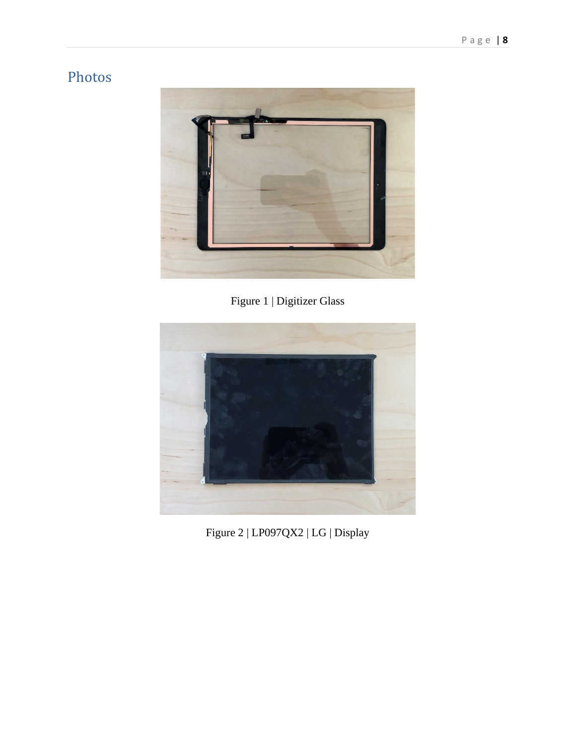## Photos

Figure 1 | Digitizer Glass

Figure 2 | LP097QX2 | LG | Display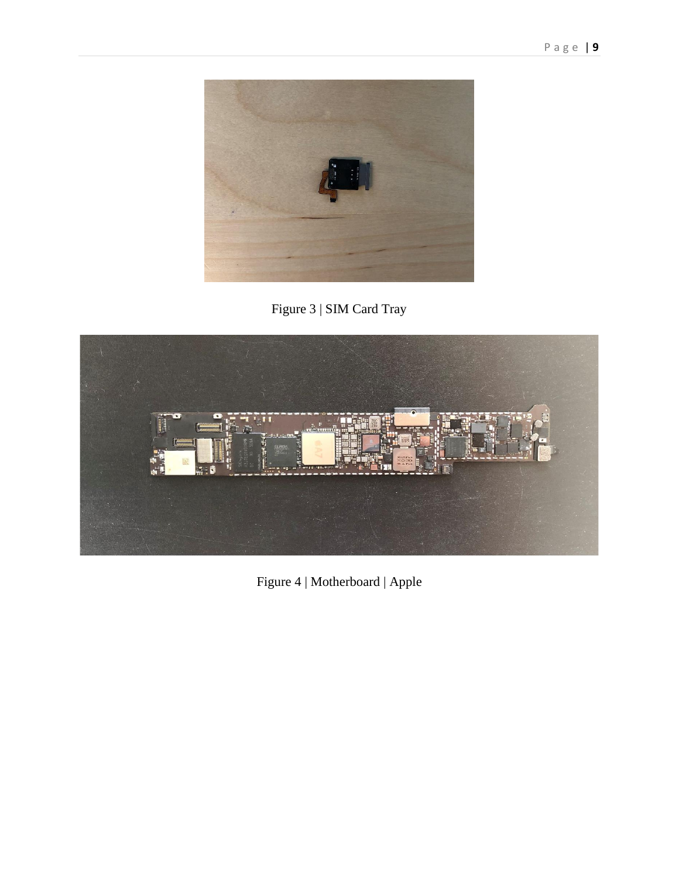Figure 3 | SIM Card Tray

Figure 4 | Motherboard | Apple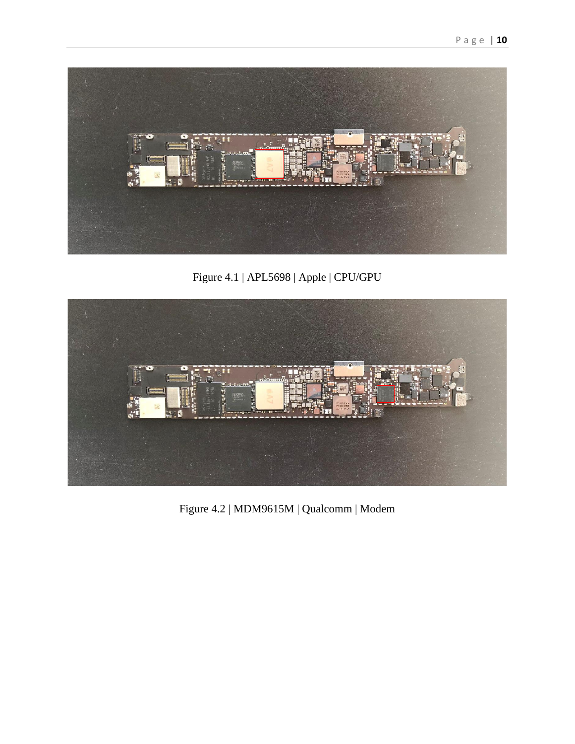Figure 4.1 | APL5698 | Apple | CPU/GPU

Figure 4.2 | MDM9615M | Qualcomm | Modem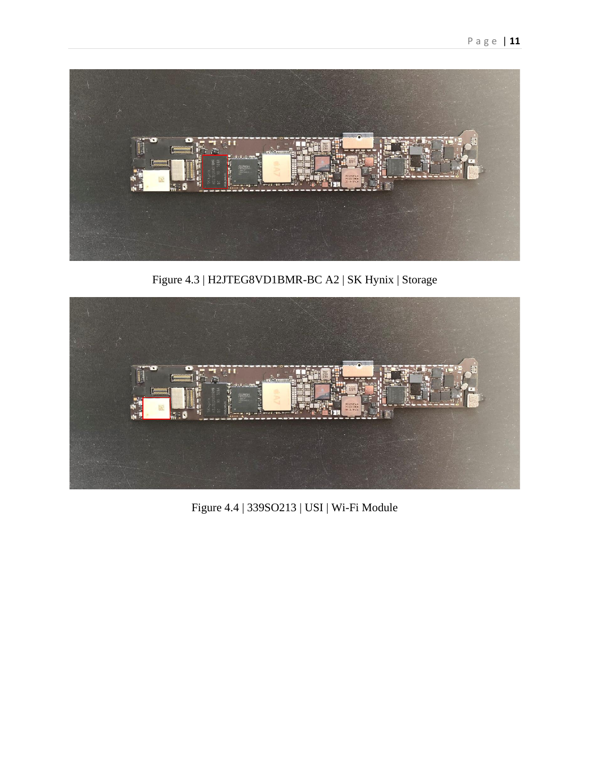Figure 4.3 | H2JTEG8VD1BMR-BC A2 | SK Hynix | Storage

Figure 4.4 | 339SO213 | USI | Wi-Fi Module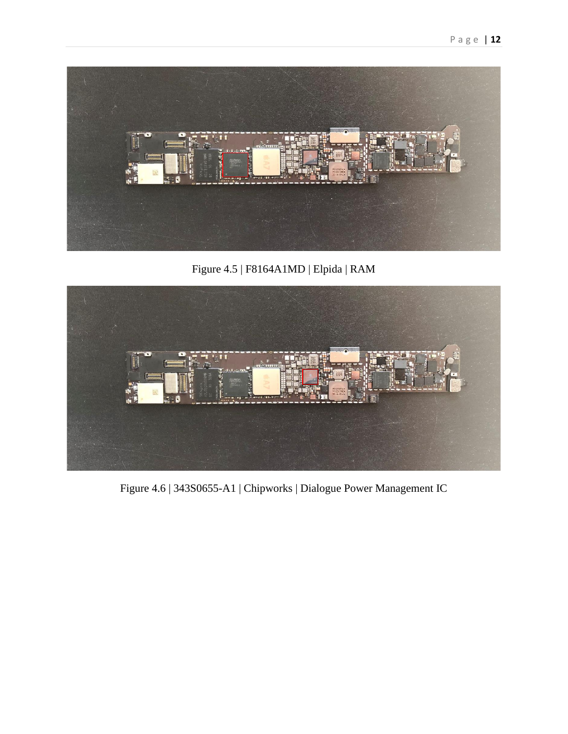Figure 4.5 | F8164A1MD | Elpida | RAM

Figure 4.6 | 343S0655-A1 | Chipworks | Dialogue Power Management IC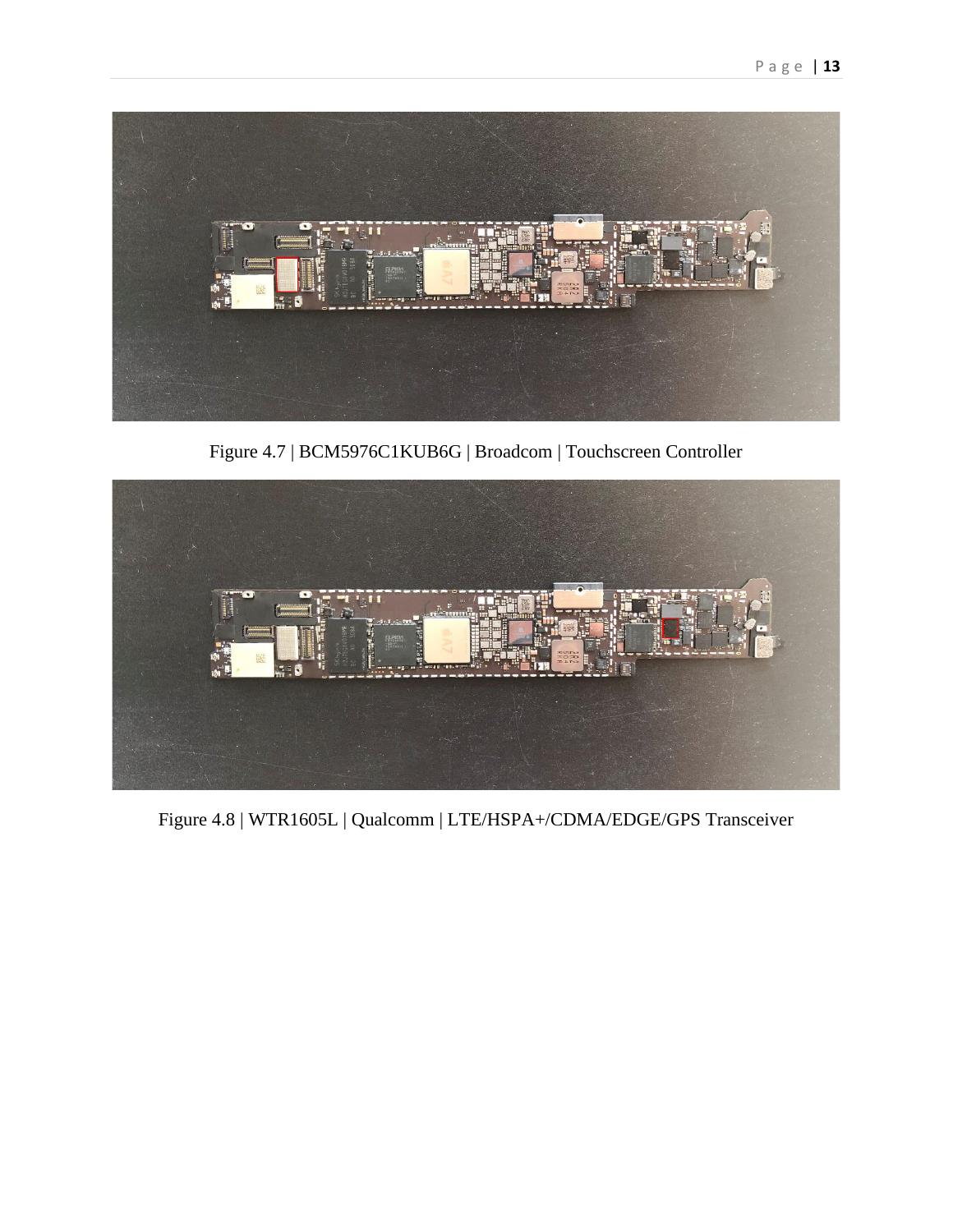Figure 4.7 | BCM5976C1KUB6G | Broadcom | Touchscreen Controller

Figure 4.8 | WTR1605L | Qualcomm | LTE/HSPA+/CDMA/EDGE/GPS Transceiver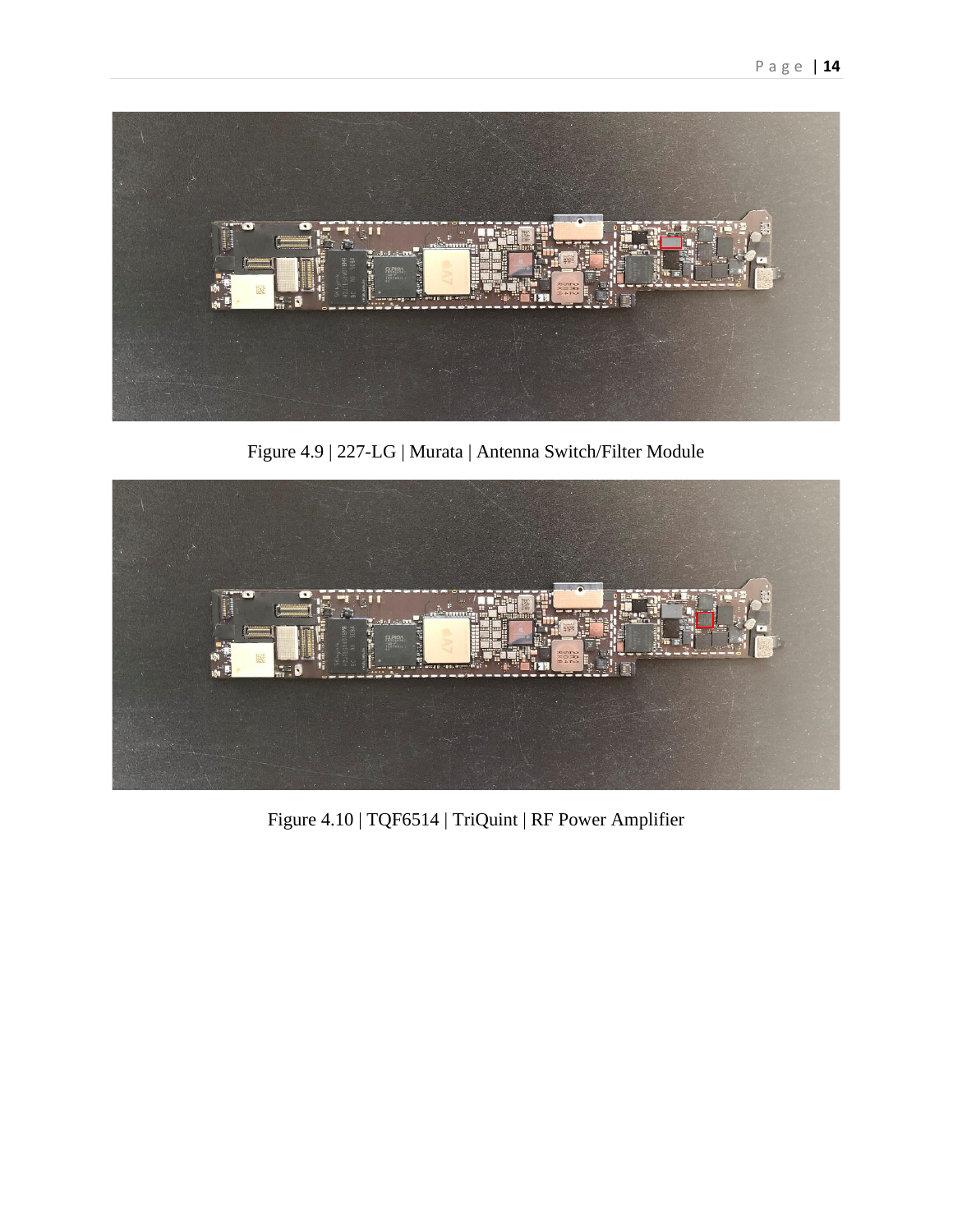Figure 4.9 | 227-LG | Murata | Antenna Switch/Filter Module

Figure 4.10 | TQF6514 | TriQuint | RF Power Amplifier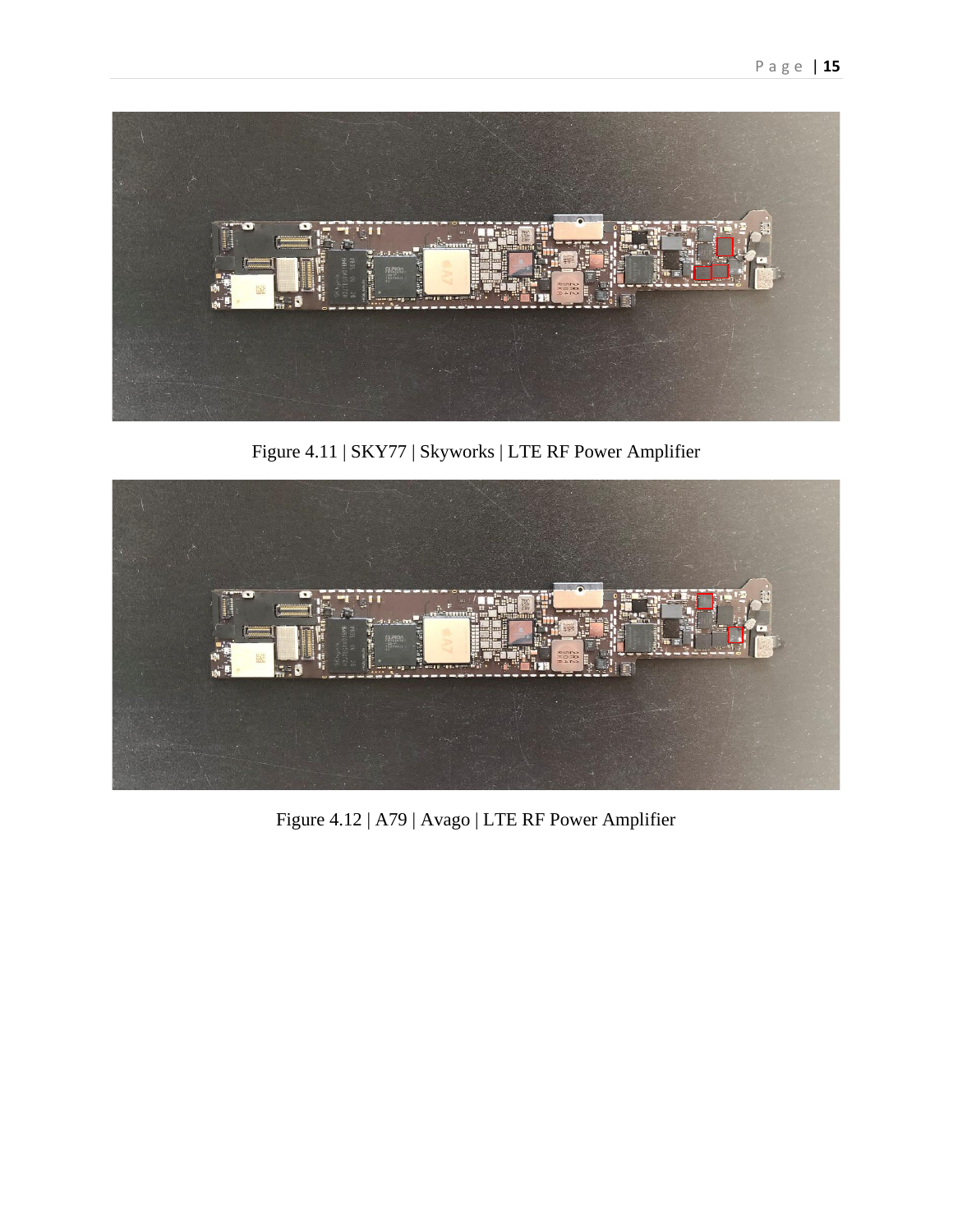Figure 4.11 | SKY77 | Skyworks | LTE RF Power Amplifier

Figure 4.12 | A79 | Avago | LTE RF Power Amplifier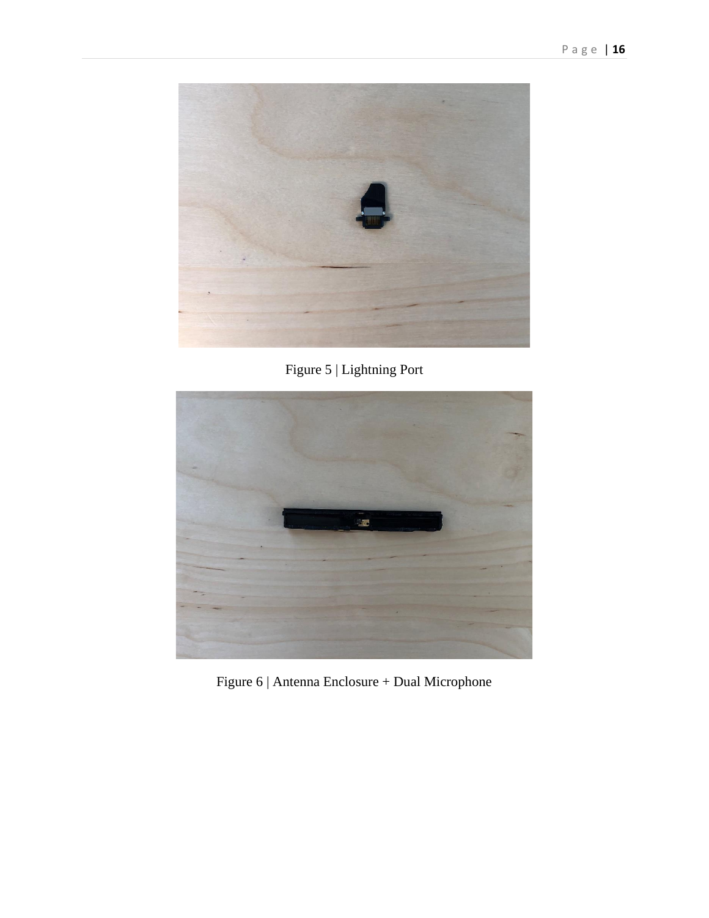Figure 5 | Lightning Port

Figure 6 | Antenna Enclosure + Dual Microphone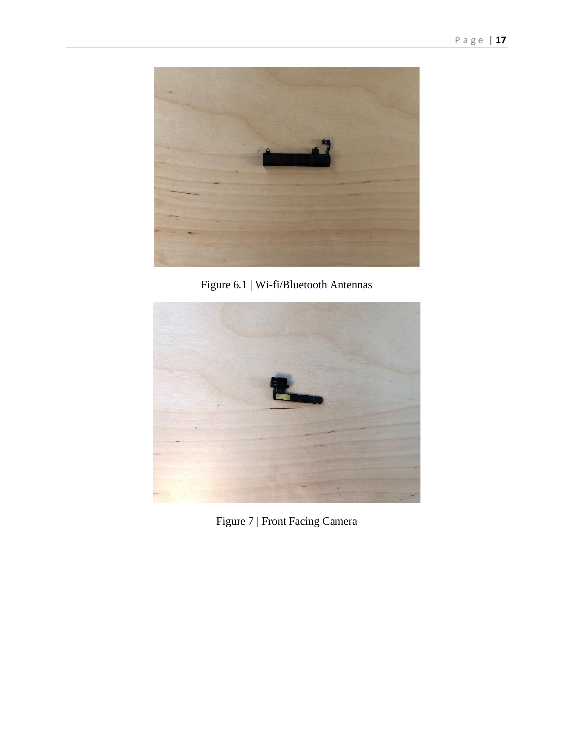Figure 6.1 | Wi-fi/Bluetooth Antennas

Figure 7 | Front Facing Camera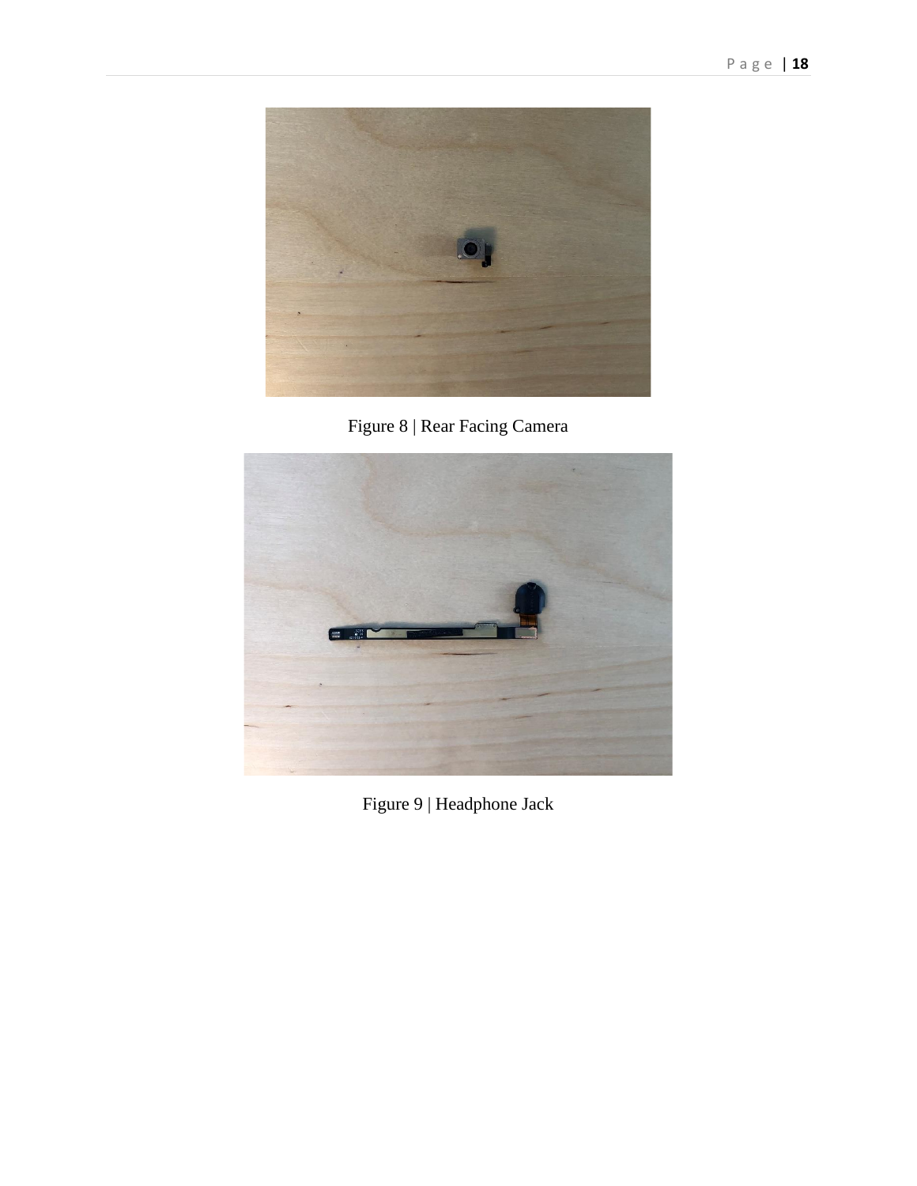Figure 8 | Rear Facing Camera

Figure 9 | Headphone Jack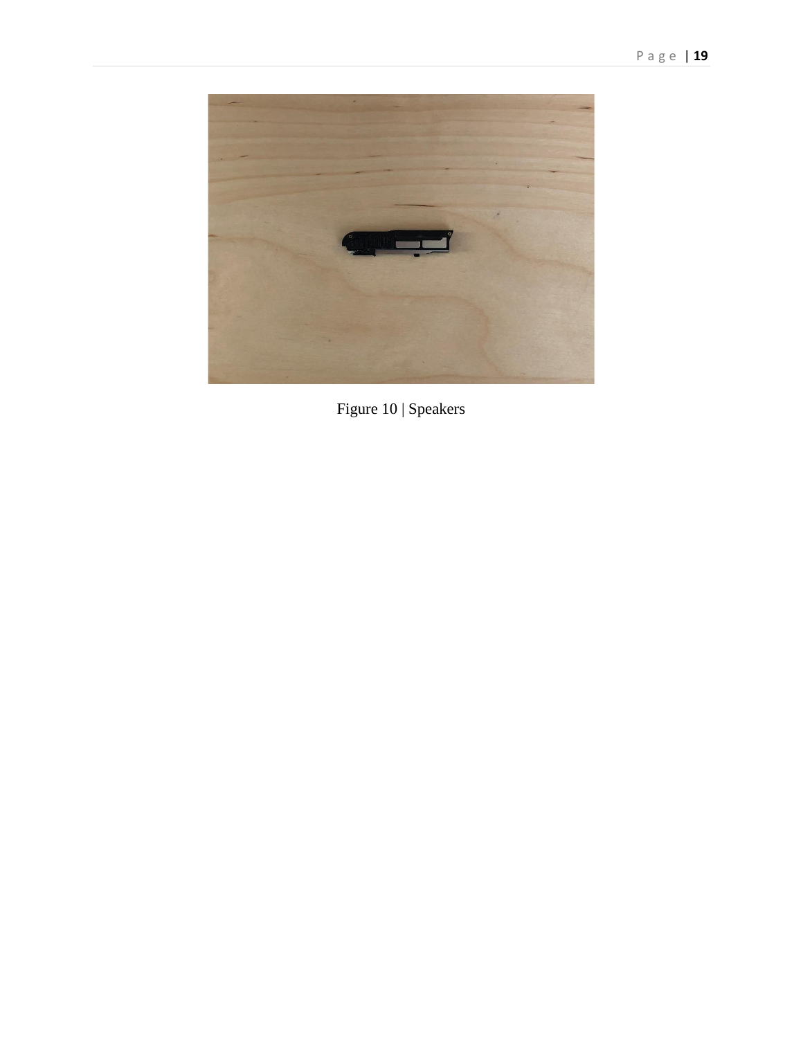Figure 10 | Speakers